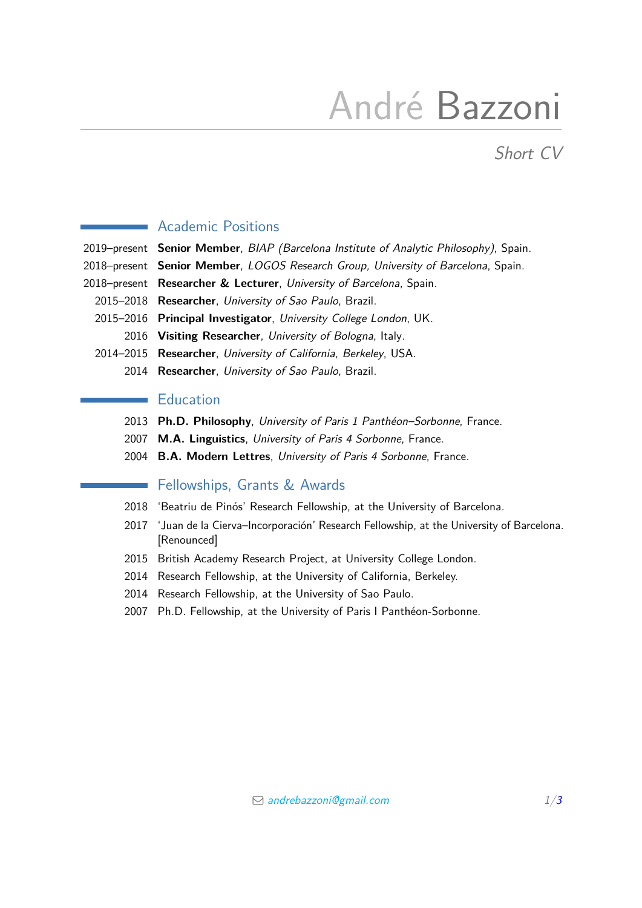# André Bazzoni

*Short CV*

## Academic Positions

2019–present **Senior Member**, *BIAP (Barcelona Institute of Analytic Philosophy)*, Spain.

2018–present **Senior Member**, *LOGOS Research Group, University of Barcelona*, Spain.

2018–present **Researcher & Lecturer**, *University of Barcelona*, Spain.

2015–2018 **Researcher**, *University of Sao Paulo*, Brazil.

2015–2016 **Principal Investigator**, *University College London*, UK.

2016 **Visiting Researcher**, *University of Bologna*, Italy.

2014–2015 **Researcher**, *University of California, Berkeley*, USA.

2014 **Researcher**, *University of Sao Paulo*, Brazil.

## Education

2013 **Ph.D. Philosophy**, *University of Paris 1 Panthéon–Sorbonne*, France.

2007 **M.A. Linguistics**, *University of Paris 4 Sorbonne*, France.

2004 **B.A. Modern Lettres**, *University of Paris 4 Sorbonne*, France.

## Fellowships, Grants & Awards

2018 'Beatriu de Pinós' Research Fellowship, at the University of Barcelona.

2017 'Juan de la Cierva–Incorporación' Research Fellowship, at the University of Barcelona. [Renounced]

2015 British Academy Research Project, at University College London.

2014 Research Fellowship, at the University of California, Berkeley.

2014 Research Fellowship, at the University of Sao Paulo.

2007 Ph.D. Fellowship, at the University of Paris I Panthéon-Sorbonne.

andrebazzoni@gmail.com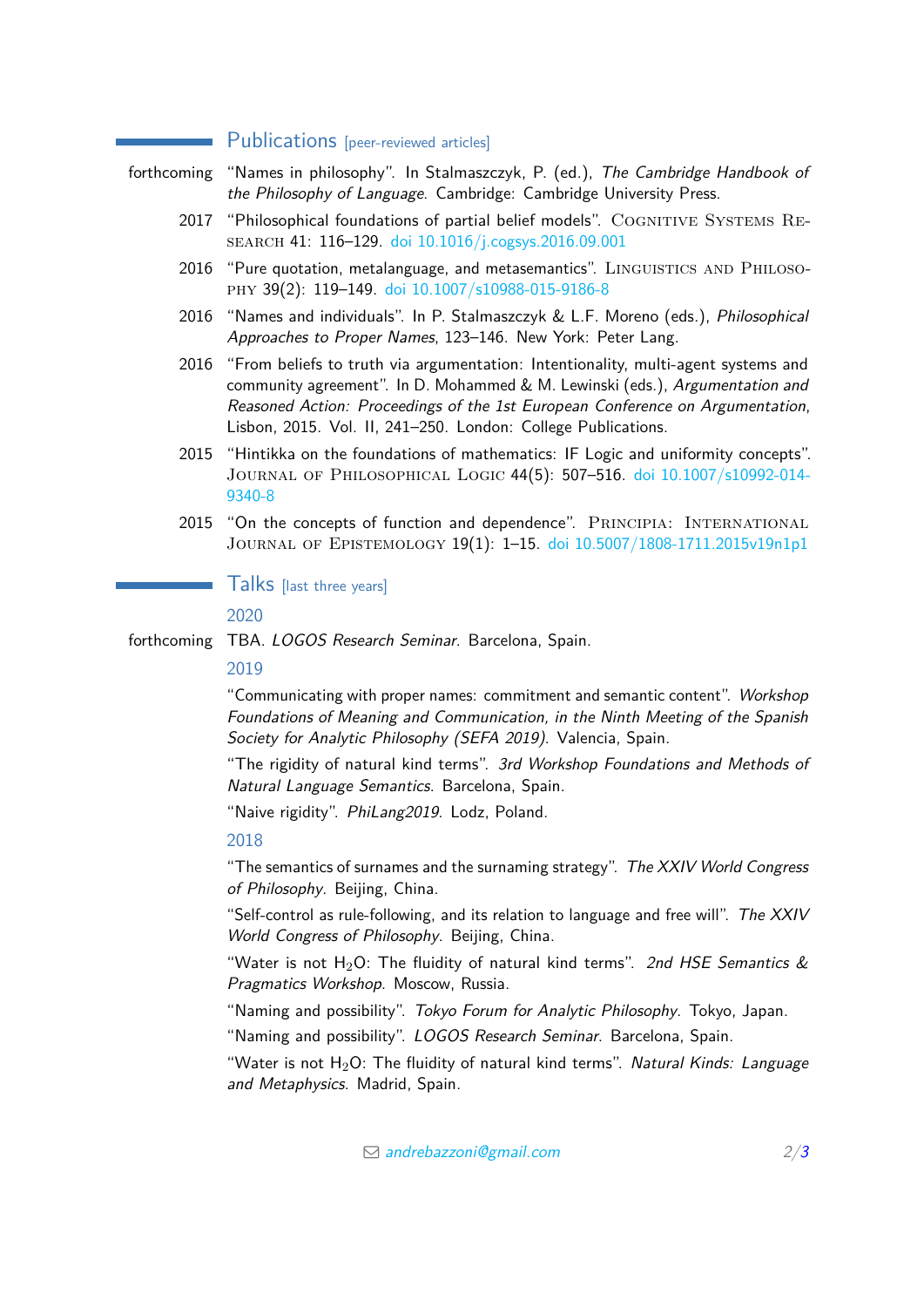## Publications [peer-reviewed articles]

forthcoming "Names in philosophy". In Stalmaszczyk, P. (ed.), *The Cambridge Handbook of the Philosophy of Language*. Cambridge: Cambridge University Press.

2017 "Philosophical foundations of partial belief models". Cognitive Systems Research 41: 116–129. doi 10.1016/j.cogsys.2016.09.001

2016 "Pure quotation, metalanguage, and metasemantics". Linguistics and Philosophy 39(2): 119–149. doi 10.1007/s10988-015-9186-8

2016 "Names and individuals". In P. Stalmaszczyk & L.F. Moreno (eds.), *Philosophical Approaches to Proper Names*, 123–146. New York: Peter Lang.

2016 "From beliefs to truth via argumentation: Intentionality, multi-agent systems and community agreement". In D. Mohammed & M. Lewinski (eds.), *Argumentation and Reasoned Action: Proceedings of the 1st European Conference on Argumentation*, Lisbon, 2015. Vol. II, 241–250. London: College Publications.

2015 "Hintikka on the foundations of mathematics: IF Logic and uniformity concepts". Journal of Philosophical Logic 44(5): 507–516. doi 10.1007/s10992-014-9340-8

2015 "On the concepts of function and dependence". Principia: International Journal of Epistemology 19(1): 1–15. doi 10.5007/1808-1711.2015v19n1p1

## Talks [last three years]

### 2020

forthcoming TBA. *LOGOS Research Seminar*. Barcelona, Spain.

### 2019

"Communicating with proper names: commitment and semantic content". *Workshop Foundations of Meaning and Communication, in the Ninth Meeting of the Spanish Society for Analytic Philosophy (SEFA 2019)*. Valencia, Spain.

"The rigidity of natural kind terms". *3rd Workshop Foundations and Methods of Natural Language Semantics*. Barcelona, Spain.

"Naive rigidity". *PhiLang2019*. Lodz, Poland.

### 2018

"The semantics of surnames and the surnaming strategy". *The XXIV World Congress of Philosophy*. Beijing, China.

"Self-control as rule-following, and its relation to language and free will". *The XXIV World Congress of Philosophy*. Beijing, China.

"Water is not $H_2O$: The fluidity of natural kind terms". *2nd HSE Semantics & Pragmatics Workshop*. Moscow, Russia.

"Naming and possibility". *Tokyo Forum for Analytic Philosophy*. Tokyo, Japan.

"Naming and possibility". *LOGOS Research Seminar*. Barcelona, Spain.

"Water is not $H_2O$: The fluidity of natural kind terms". *Natural Kinds: Language and Metaphysics*. Madrid, Spain.

andrebazzoni@gmail.com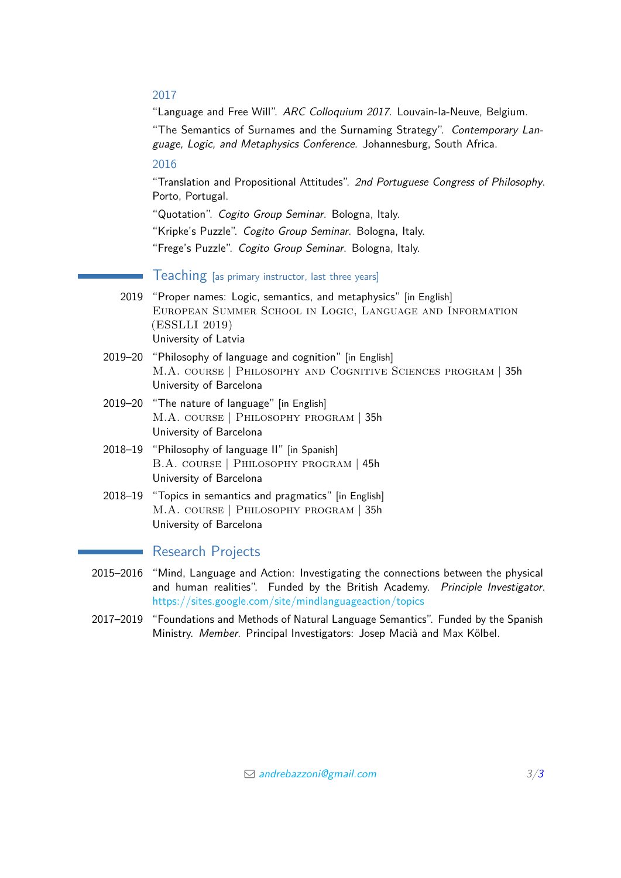### 2017

"Language and Free Will". *ARC Colloquium 2017*. Louvain-la-Neuve, Belgium.

"The Semantics of Surnames and the Surnaming Strategy". *Contemporary Language, Logic, and Metaphysics Conference*. Johannesburg, South Africa.

### 2016

"Translation and Propositional Attitudes". *2nd Portuguese Congress of Philosophy*. Porto, Portugal.

"Quotation". *Cogito Group Seminar*. Bologna, Italy.

"Kripke's Puzzle". *Cogito Group Seminar*. Bologna, Italy.

"Frege's Puzzle". *Cogito Group Seminar*. Bologna, Italy.

## Teaching [as primary instructor, last three years]

**2019** "Proper names: Logic, semantics, and metaphysics" [in English]
European Summer School in Logic, Language and Information (ESSLLI 2019)
University of Latvia

**2019–20** "Philosophy of language and cognition" [in English]
M.A. course | Philosophy and Cognitive Sciences program | 35h
University of Barcelona

**2019–20** "The nature of language" [in English]
M.A. course | Philosophy program | 35h
University of Barcelona

**2018–19** "Philosophy of language II" [in Spanish]
B.A. course | Philosophy program | 45h
University of Barcelona

**2018–19** "Topics in semantics and pragmatics" [in English]
M.A. course | Philosophy program | 35h
University of Barcelona

## Research Projects

**2015–2016** "Mind, Language and Action: Investigating the connections between the physical and human realities". Funded by the British Academy. *Principle Investigator*.
https://sites.google.com/site/mindlanguageaction/topics

**2017–2019** "Foundations and Methods of Natural Language Semantics". Funded by the Spanish Ministry. *Member*. Principal Investigators: Josep Macià and Max Kölbel.

*andrebazzoni@gmail.com*